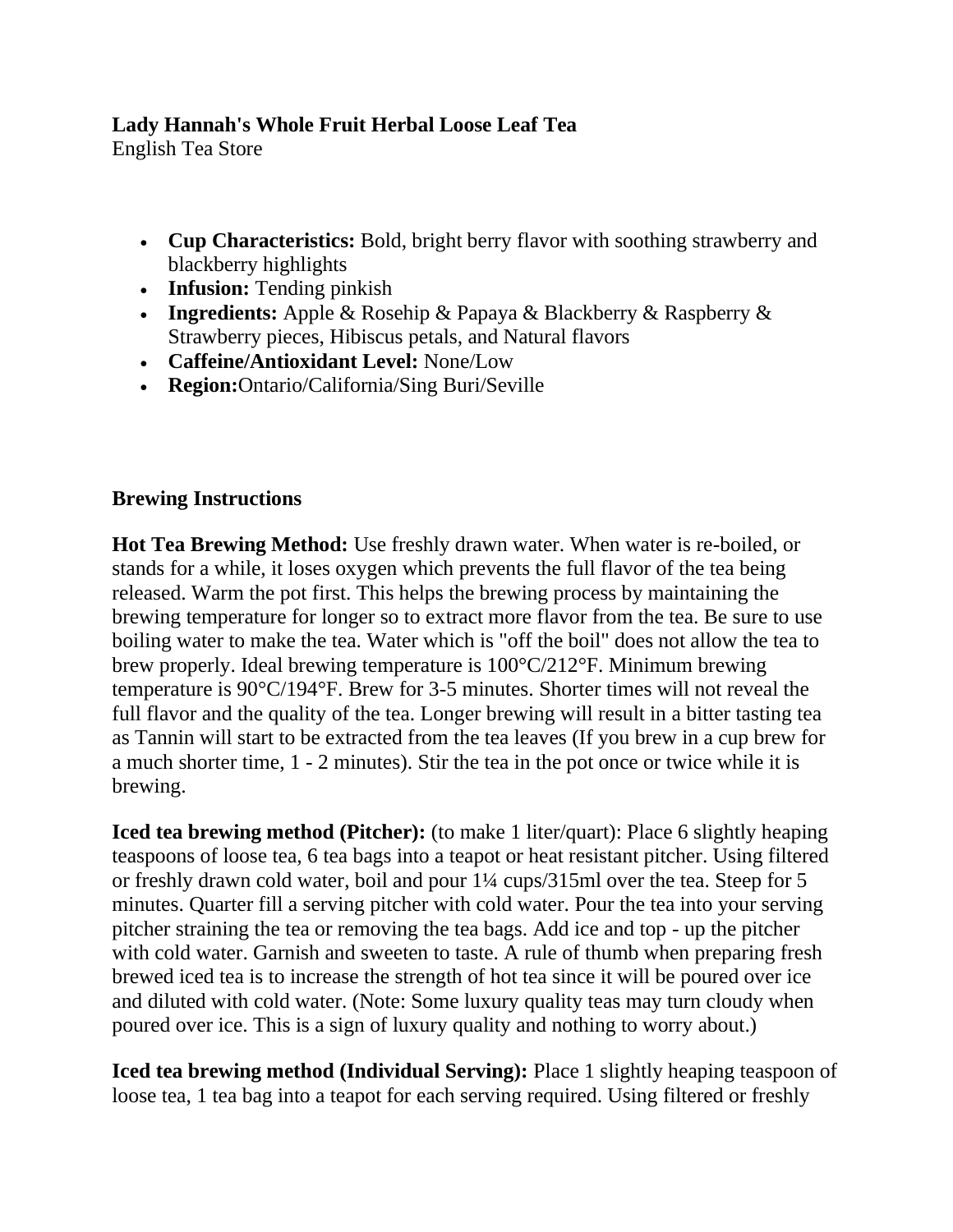**Lady Hannah's Whole Fruit Herbal Loose Leaf Tea**
English Tea Store

- **Cup Characteristics:** Bold, bright berry flavor with soothing strawberry and blackberry highlights
- **Infusion:** Tending pinkish
- **Ingredients:** Apple & Rosehip & Papaya & Blackberry & Raspberry & Strawberry pieces, Hibiscus petals, and Natural flavors
- **Caffeine/Antioxidant Level:** None/Low
- **Region:**Ontario/California/Sing Buri/Seville

**Brewing Instructions**

**Hot Tea Brewing Method:** Use freshly drawn water. When water is re-boiled, or stands for a while, it loses oxygen which prevents the full flavor of the tea being released. Warm the pot first. This helps the brewing process by maintaining the brewing temperature for longer so to extract more flavor from the tea. Be sure to use boiling water to make the tea. Water which is "off the boil" does not allow the tea to brew properly. Ideal brewing temperature is 100°C/212°F. Minimum brewing temperature is 90°C/194°F. Brew for 3-5 minutes. Shorter times will not reveal the full flavor and the quality of the tea. Longer brewing will result in a bitter tasting tea as Tannin will start to be extracted from the tea leaves (If you brew in a cup brew for a much shorter time, 1 - 2 minutes). Stir the tea in the pot once or twice while it is brewing.

**Iced tea brewing method (Pitcher):** (to make 1 liter/quart): Place 6 slightly heaping teaspoons of loose tea, 6 tea bags into a teapot or heat resistant pitcher. Using filtered or freshly drawn cold water, boil and pour 1¼ cups/315ml over the tea. Steep for 5 minutes. Quarter fill a serving pitcher with cold water. Pour the tea into your serving pitcher straining the tea or removing the tea bags. Add ice and top - up the pitcher with cold water. Garnish and sweeten to taste. A rule of thumb when preparing fresh brewed iced tea is to increase the strength of hot tea since it will be poured over ice and diluted with cold water. (Note: Some luxury quality teas may turn cloudy when poured over ice. This is a sign of luxury quality and nothing to worry about.)

**Iced tea brewing method (Individual Serving):** Place 1 slightly heaping teaspoon of loose tea, 1 tea bag into a teapot for each serving required. Using filtered or freshly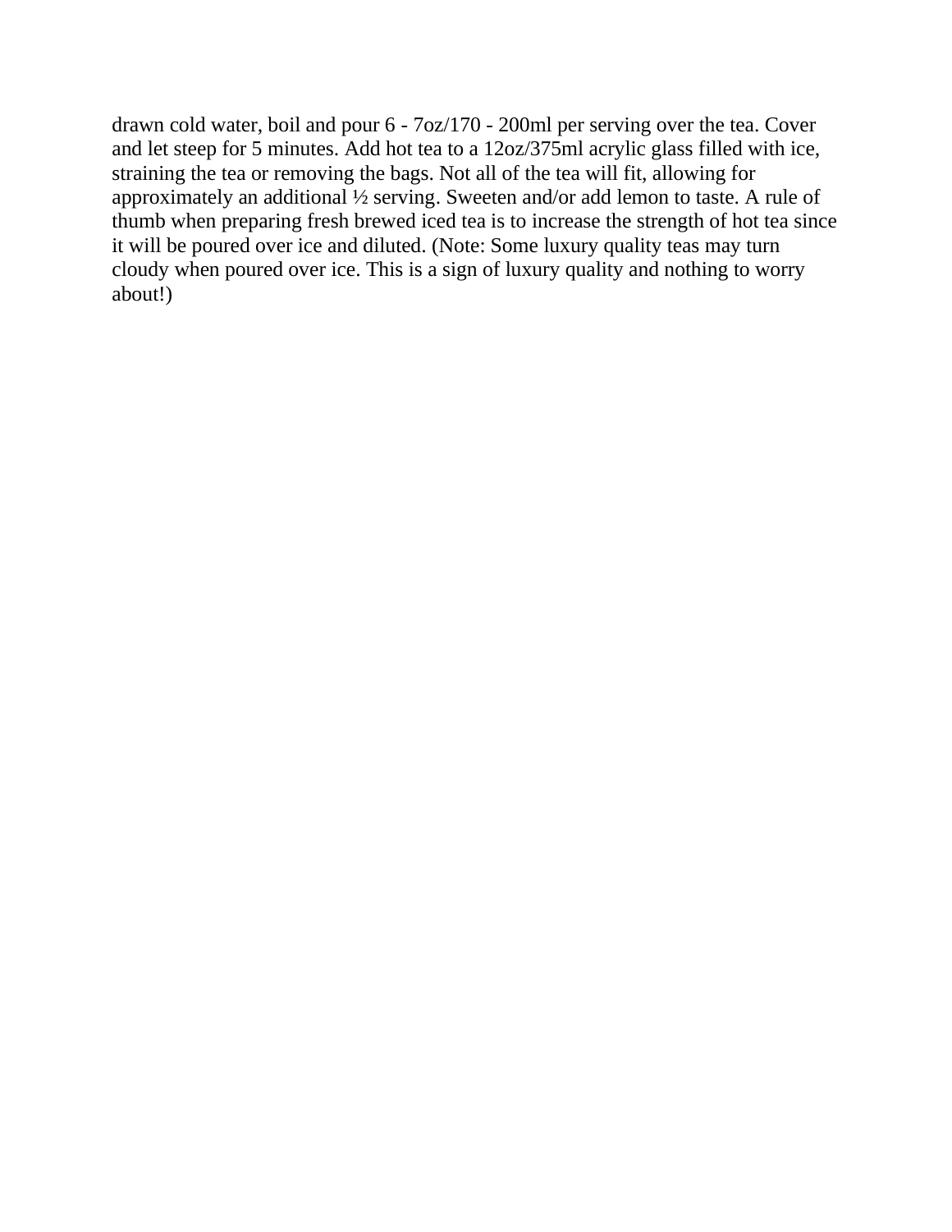drawn cold water, boil and pour 6 - 7oz/170 - 200ml per serving over the tea. Cover and let steep for 5 minutes. Add hot tea to a 12oz/375ml acrylic glass filled with ice, straining the tea or removing the bags. Not all of the tea will fit, allowing for approximately an additional ½ serving. Sweeten and/or add lemon to taste. A rule of thumb when preparing fresh brewed iced tea is to increase the strength of hot tea since it will be poured over ice and diluted. (Note: Some luxury quality teas may turn cloudy when poured over ice. This is a sign of luxury quality and nothing to worry about!)